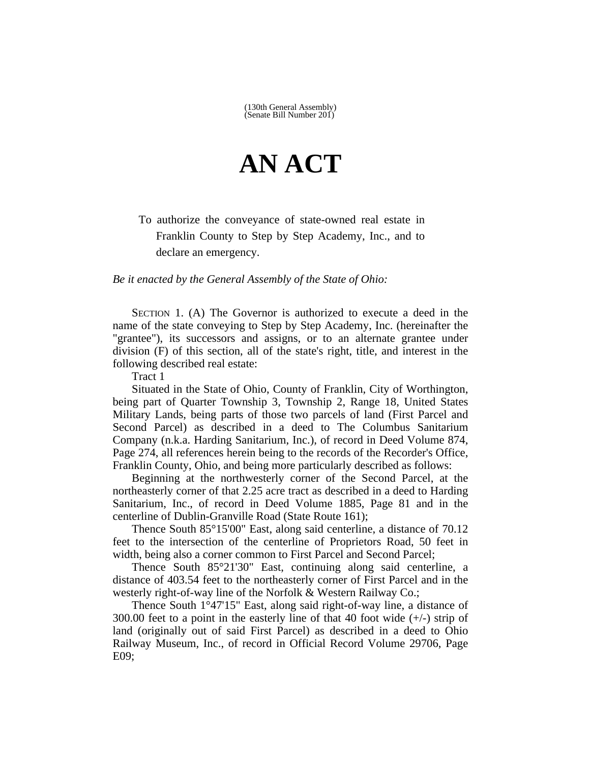(130th General Assembly)
(Senate Bill Number 201)

# AN ACT

To authorize the conveyance of state-owned real estate in Franklin County to Step by Step Academy, Inc., and to declare an emergency.

*Be it enacted by the General Assembly of the State of Ohio:*

SECTION 1. (A) The Governor is authorized to execute a deed in the name of the state conveying to Step by Step Academy, Inc. (hereinafter the "grantee"), its successors and assigns, or to an alternate grantee under division (F) of this section, all of the state's right, title, and interest in the following described real estate:

Tract 1

Situated in the State of Ohio, County of Franklin, City of Worthington, being part of Quarter Township 3, Township 2, Range 18, United States Military Lands, being parts of those two parcels of land (First Parcel and Second Parcel) as described in a deed to The Columbus Sanitarium Company (n.k.a. Harding Sanitarium, Inc.), of record in Deed Volume 874, Page 274, all references herein being to the records of the Recorder's Office, Franklin County, Ohio, and being more particularly described as follows:

Beginning at the northwesterly corner of the Second Parcel, at the northeasterly corner of that 2.25 acre tract as described in a deed to Harding Sanitarium, Inc., of record in Deed Volume 1885, Page 81 and in the centerline of Dublin-Granville Road (State Route 161);

Thence South 85°15'00" East, along said centerline, a distance of 70.12 feet to the intersection of the centerline of Proprietors Road, 50 feet in width, being also a corner common to First Parcel and Second Parcel;

Thence South 85°21'30" East, continuing along said centerline, a distance of 403.54 feet to the northeasterly corner of First Parcel and in the westerly right-of-way line of the Norfolk & Western Railway Co.;

Thence South 1°47'15" East, along said right-of-way line, a distance of 300.00 feet to a point in the easterly line of that 40 foot wide (+/-) strip of land (originally out of said First Parcel) as described in a deed to Ohio Railway Museum, Inc., of record in Official Record Volume 29706, Page E09;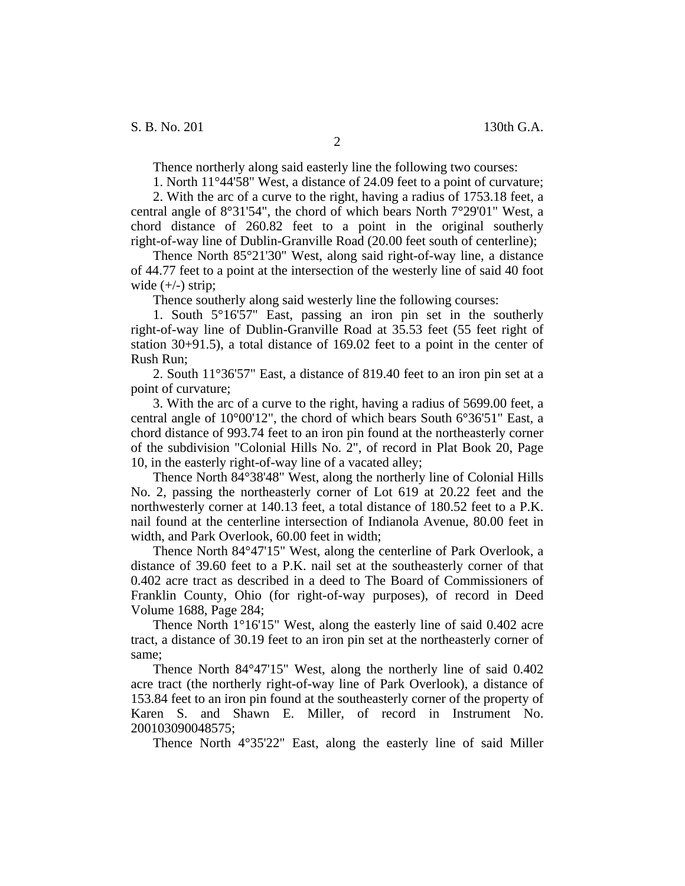Thence northerly along said easterly line the following two courses:

1. North 11°44'58" West, a distance of 24.09 feet to a point of curvature;

2. With the arc of a curve to the right, having a radius of 1753.18 feet, a central angle of 8°31'54", the chord of which bears North 7°29'01" West, a chord distance of 260.82 feet to a point in the original southerly right-of-way line of Dublin-Granville Road (20.00 feet south of centerline);

Thence North 85°21'30" West, along said right-of-way line, a distance of 44.77 feet to a point at the intersection of the westerly line of said 40 foot wide (+/-) strip;

Thence southerly along said westerly line the following courses:

1. South 5°16'57" East, passing an iron pin set in the southerly right-of-way line of Dublin-Granville Road at 35.53 feet (55 feet right of station 30+91.5), a total distance of 169.02 feet to a point in the center of Rush Run;

2. South 11°36'57" East, a distance of 819.40 feet to an iron pin set at a point of curvature;

3. With the arc of a curve to the right, having a radius of 5699.00 feet, a central angle of 10°00'12", the chord of which bears South 6°36'51" East, a chord distance of 993.74 feet to an iron pin found at the northeasterly corner of the subdivision "Colonial Hills No. 2", of record in Plat Book 20, Page 10, in the easterly right-of-way line of a vacated alley;

Thence North 84°38'48" West, along the northerly line of Colonial Hills No. 2, passing the northeasterly corner of Lot 619 at 20.22 feet and the northwesterly corner at 140.13 feet, a total distance of 180.52 feet to a P.K. nail found at the centerline intersection of Indianola Avenue, 80.00 feet in width, and Park Overlook, 60.00 feet in width;

Thence North 84°47'15" West, along the centerline of Park Overlook, a distance of 39.60 feet to a P.K. nail set at the southeasterly corner of that 0.402 acre tract as described in a deed to The Board of Commissioners of Franklin County, Ohio (for right-of-way purposes), of record in Deed Volume 1688, Page 284;

Thence North 1°16'15" West, along the easterly line of said 0.402 acre tract, a distance of 30.19 feet to an iron pin set at the northeasterly corner of same;

Thence North 84°47'15" West, along the northerly line of said 0.402 acre tract (the northerly right-of-way line of Park Overlook), a distance of 153.84 feet to an iron pin found at the southeasterly corner of the property of Karen S. and Shawn E. Miller, of record in Instrument No. 200103090048575;

Thence North 4°35'22" East, along the easterly line of said Miller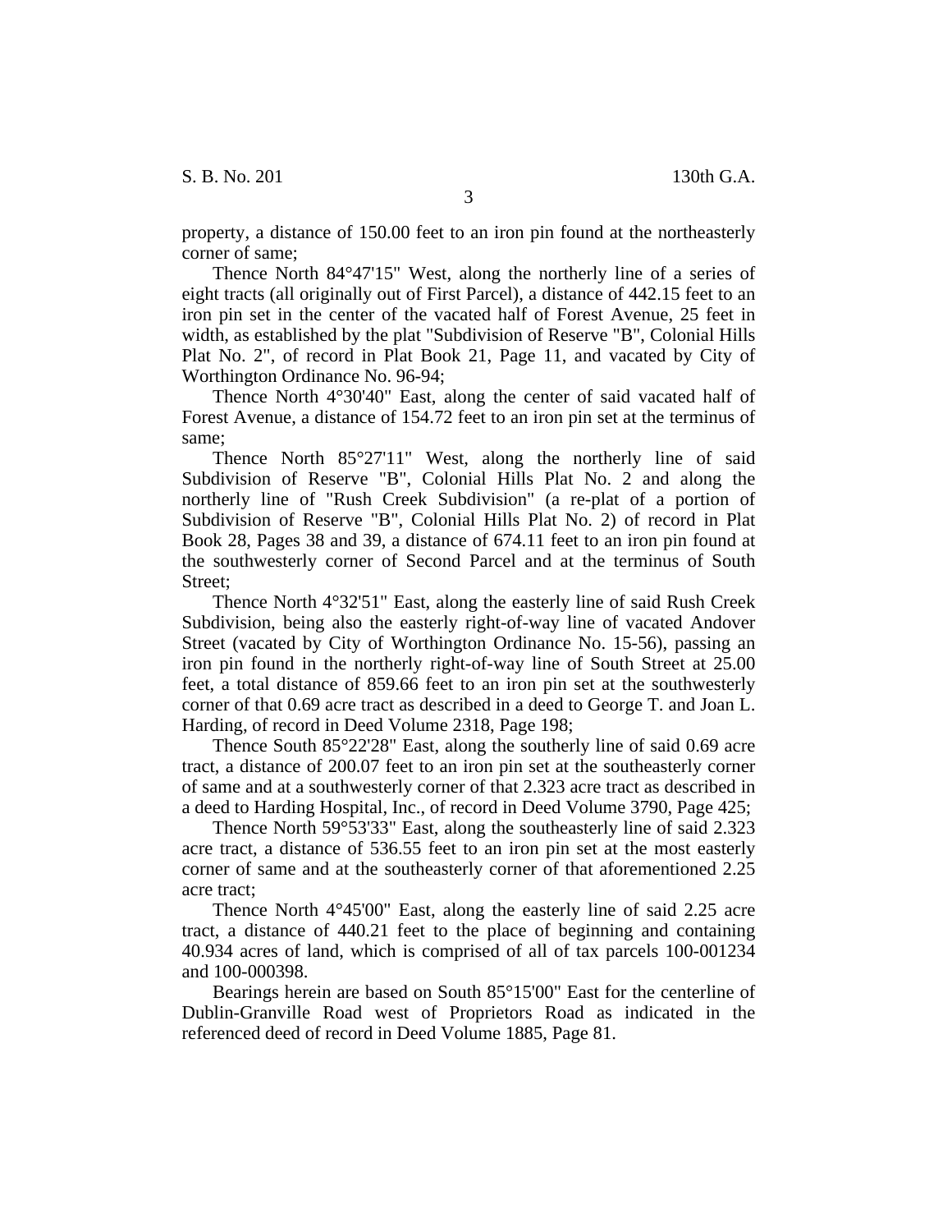property, a distance of 150.00 feet to an iron pin found at the northeasterly corner of same;

Thence North 84°47'15" West, along the northerly line of a series of eight tracts (all originally out of First Parcel), a distance of 442.15 feet to an iron pin set in the center of the vacated half of Forest Avenue, 25 feet in width, as established by the plat "Subdivision of Reserve "B", Colonial Hills Plat No. 2", of record in Plat Book 21, Page 11, and vacated by City of Worthington Ordinance No. 96-94;

Thence North 4°30'40" East, along the center of said vacated half of Forest Avenue, a distance of 154.72 feet to an iron pin set at the terminus of same;

Thence North 85°27'11" West, along the northerly line of said Subdivision of Reserve "B", Colonial Hills Plat No. 2 and along the northerly line of "Rush Creek Subdivision" (a re-plat of a portion of Subdivision of Reserve "B", Colonial Hills Plat No. 2) of record in Plat Book 28, Pages 38 and 39, a distance of 674.11 feet to an iron pin found at the southwesterly corner of Second Parcel and at the terminus of South Street;

Thence North 4°32'51" East, along the easterly line of said Rush Creek Subdivision, being also the easterly right-of-way line of vacated Andover Street (vacated by City of Worthington Ordinance No. 15-56), passing an iron pin found in the northerly right-of-way line of South Street at 25.00 feet, a total distance of 859.66 feet to an iron pin set at the southwesterly corner of that 0.69 acre tract as described in a deed to George T. and Joan L. Harding, of record in Deed Volume 2318, Page 198;

Thence South 85°22'28" East, along the southerly line of said 0.69 acre tract, a distance of 200.07 feet to an iron pin set at the southeasterly corner of same and at a southwesterly corner of that 2.323 acre tract as described in a deed to Harding Hospital, Inc., of record in Deed Volume 3790, Page 425;

Thence North 59°53'33" East, along the southeasterly line of said 2.323 acre tract, a distance of 536.55 feet to an iron pin set at the most easterly corner of same and at the southeasterly corner of that aforementioned 2.25 acre tract;

Thence North 4°45'00" East, along the easterly line of said 2.25 acre tract, a distance of 440.21 feet to the place of beginning and containing 40.934 acres of land, which is comprised of all of tax parcels 100-001234 and 100-000398.

Bearings herein are based on South 85°15'00" East for the centerline of Dublin-Granville Road west of Proprietors Road as indicated in the referenced deed of record in Deed Volume 1885, Page 81.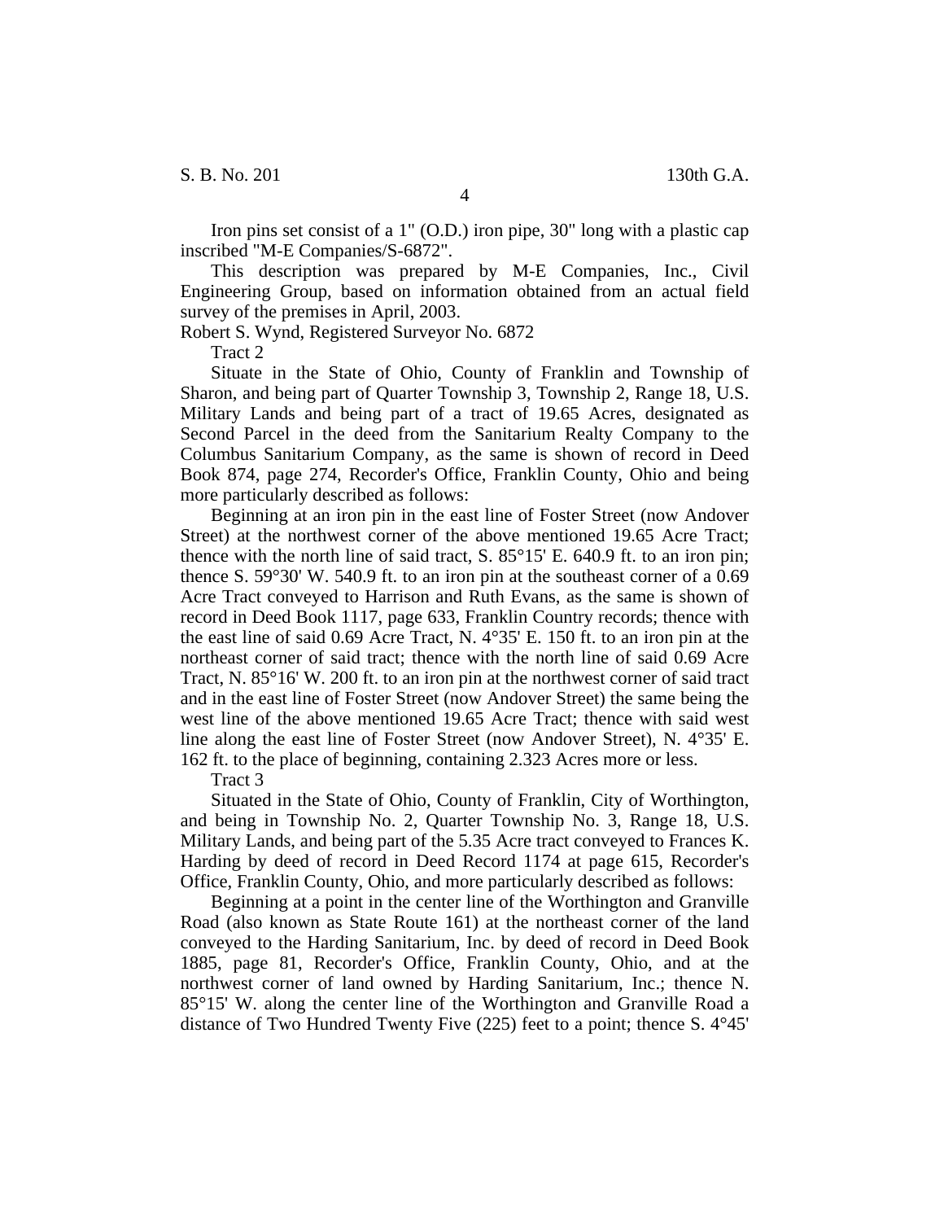Iron pins set consist of a 1" (O.D.) iron pipe, 30" long with a plastic cap inscribed "M-E Companies/S-6872".

This description was prepared by M-E Companies, Inc., Civil Engineering Group, based on information obtained from an actual field survey of the premises in April, 2003.

Robert S. Wynd, Registered Surveyor No. 6872

Tract 2

Situate in the State of Ohio, County of Franklin and Township of Sharon, and being part of Quarter Township 3, Township 2, Range 18, U.S. Military Lands and being part of a tract of 19.65 Acres, designated as Second Parcel in the deed from the Sanitarium Realty Company to the Columbus Sanitarium Company, as the same is shown of record in Deed Book 874, page 274, Recorder's Office, Franklin County, Ohio and being more particularly described as follows:

Beginning at an iron pin in the east line of Foster Street (now Andover Street) at the northwest corner of the above mentioned 19.65 Acre Tract; thence with the north line of said tract, S. 85°15' E. 640.9 ft. to an iron pin; thence S. 59°30' W. 540.9 ft. to an iron pin at the southeast corner of a 0.69 Acre Tract conveyed to Harrison and Ruth Evans, as the same is shown of record in Deed Book 1117, page 633, Franklin Country records; thence with the east line of said 0.69 Acre Tract, N. 4°35' E. 150 ft. to an iron pin at the northeast corner of said tract; thence with the north line of said 0.69 Acre Tract, N. 85°16' W. 200 ft. to an iron pin at the northwest corner of said tract and in the east line of Foster Street (now Andover Street) the same being the west line of the above mentioned 19.65 Acre Tract; thence with said west line along the east line of Foster Street (now Andover Street), N. 4°35' E. 162 ft. to the place of beginning, containing 2.323 Acres more or less.

Tract 3

Situated in the State of Ohio, County of Franklin, City of Worthington, and being in Township No. 2, Quarter Township No. 3, Range 18, U.S. Military Lands, and being part of the 5.35 Acre tract conveyed to Frances K. Harding by deed of record in Deed Record 1174 at page 615, Recorder's Office, Franklin County, Ohio, and more particularly described as follows:

Beginning at a point in the center line of the Worthington and Granville Road (also known as State Route 161) at the northeast corner of the land conveyed to the Harding Sanitarium, Inc. by deed of record in Deed Book 1885, page 81, Recorder's Office, Franklin County, Ohio, and at the northwest corner of land owned by Harding Sanitarium, Inc.; thence N. 85°15' W. along the center line of the Worthington and Granville Road a distance of Two Hundred Twenty Five (225) feet to a point; thence S. 4°45'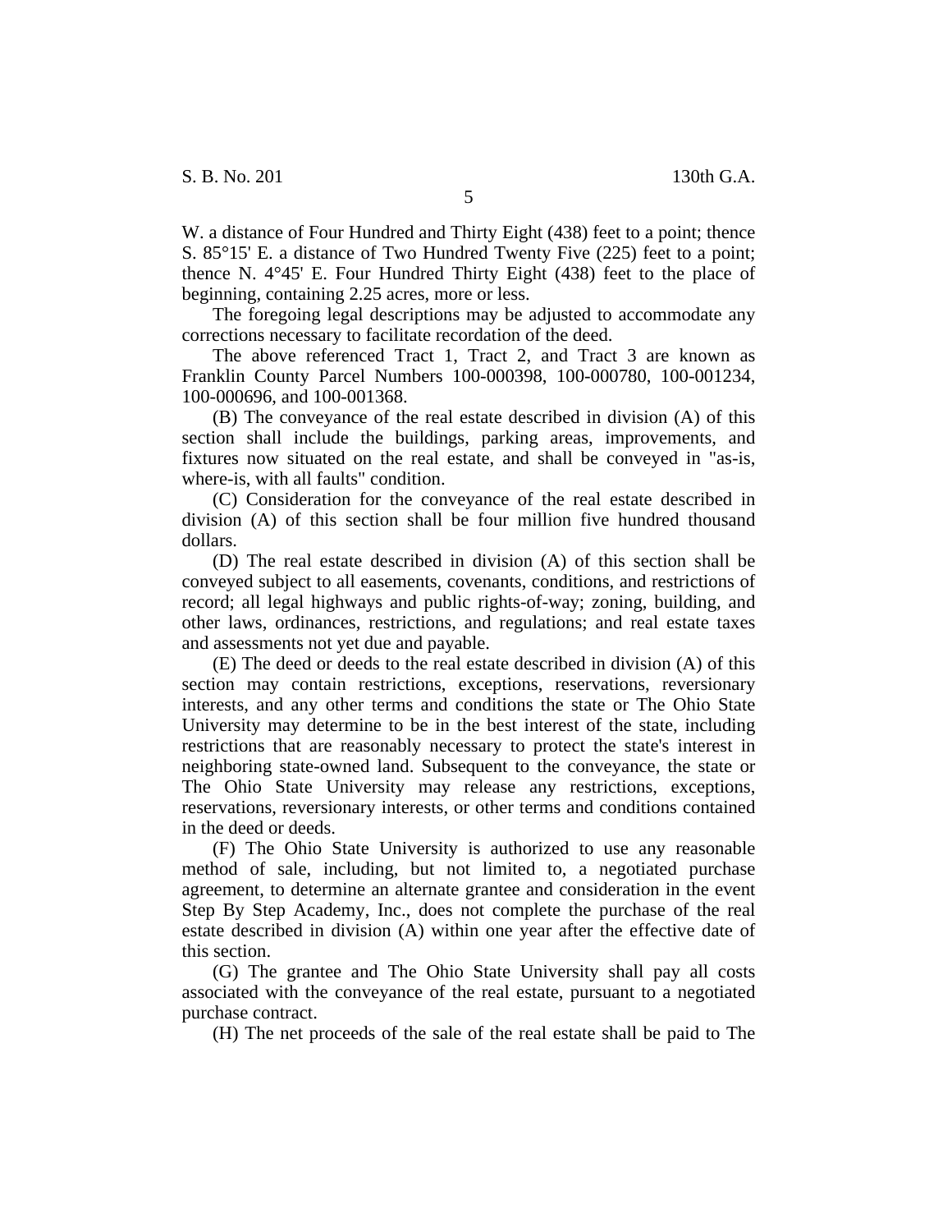W. a distance of Four Hundred and Thirty Eight (438) feet to a point; thence S. 85°15' E. a distance of Two Hundred Twenty Five (225) feet to a point; thence N. 4°45' E. Four Hundred Thirty Eight (438) feet to the place of beginning, containing 2.25 acres, more or less.

The foregoing legal descriptions may be adjusted to accommodate any corrections necessary to facilitate recordation of the deed.

The above referenced Tract 1, Tract 2, and Tract 3 are known as Franklin County Parcel Numbers 100-000398, 100-000780, 100-001234, 100-000696, and 100-001368.

(B) The conveyance of the real estate described in division (A) of this section shall include the buildings, parking areas, improvements, and fixtures now situated on the real estate, and shall be conveyed in "as-is, where-is, with all faults" condition.

(C) Consideration for the conveyance of the real estate described in division (A) of this section shall be four million five hundred thousand dollars.

(D) The real estate described in division (A) of this section shall be conveyed subject to all easements, covenants, conditions, and restrictions of record; all legal highways and public rights-of-way; zoning, building, and other laws, ordinances, restrictions, and regulations; and real estate taxes and assessments not yet due and payable.

(E) The deed or deeds to the real estate described in division (A) of this section may contain restrictions, exceptions, reservations, reversionary interests, and any other terms and conditions the state or The Ohio State University may determine to be in the best interest of the state, including restrictions that are reasonably necessary to protect the state's interest in neighboring state-owned land. Subsequent to the conveyance, the state or The Ohio State University may release any restrictions, exceptions, reservations, reversionary interests, or other terms and conditions contained in the deed or deeds.

(F) The Ohio State University is authorized to use any reasonable method of sale, including, but not limited to, a negotiated purchase agreement, to determine an alternate grantee and consideration in the event Step By Step Academy, Inc., does not complete the purchase of the real estate described in division (A) within one year after the effective date of this section.

(G) The grantee and The Ohio State University shall pay all costs associated with the conveyance of the real estate, pursuant to a negotiated purchase contract.

(H) The net proceeds of the sale of the real estate shall be paid to The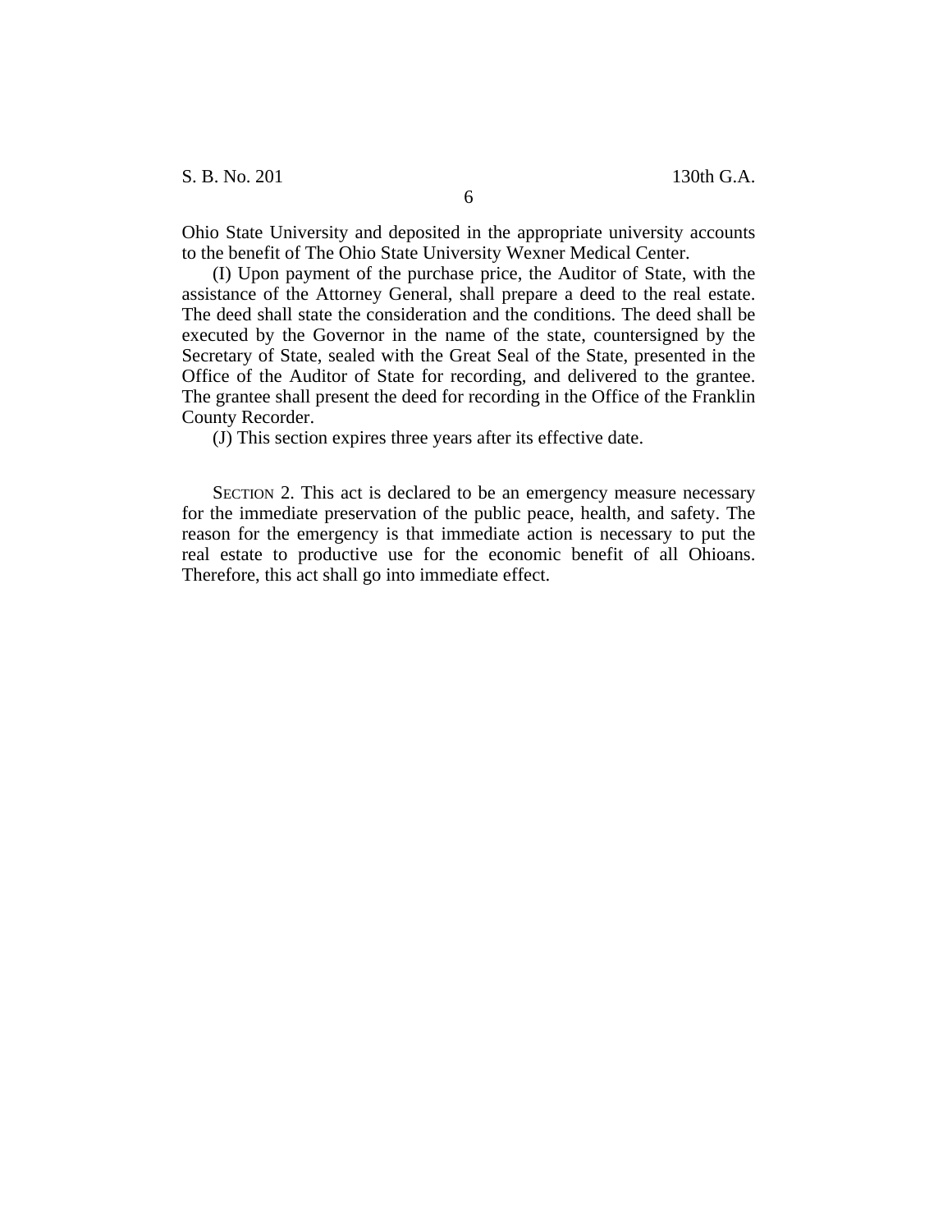Ohio State University and deposited in the appropriate university accounts to the benefit of The Ohio State University Wexner Medical Center.

(I) Upon payment of the purchase price, the Auditor of State, with the assistance of the Attorney General, shall prepare a deed to the real estate. The deed shall state the consideration and the conditions. The deed shall be executed by the Governor in the name of the state, countersigned by the Secretary of State, sealed with the Great Seal of the State, presented in the Office of the Auditor of State for recording, and delivered to the grantee. The grantee shall present the deed for recording in the Office of the Franklin County Recorder.

(J) This section expires three years after its effective date.

SECTION 2. This act is declared to be an emergency measure necessary for the immediate preservation of the public peace, health, and safety. The reason for the emergency is that immediate action is necessary to put the real estate to productive use for the economic benefit of all Ohioans. Therefore, this act shall go into immediate effect.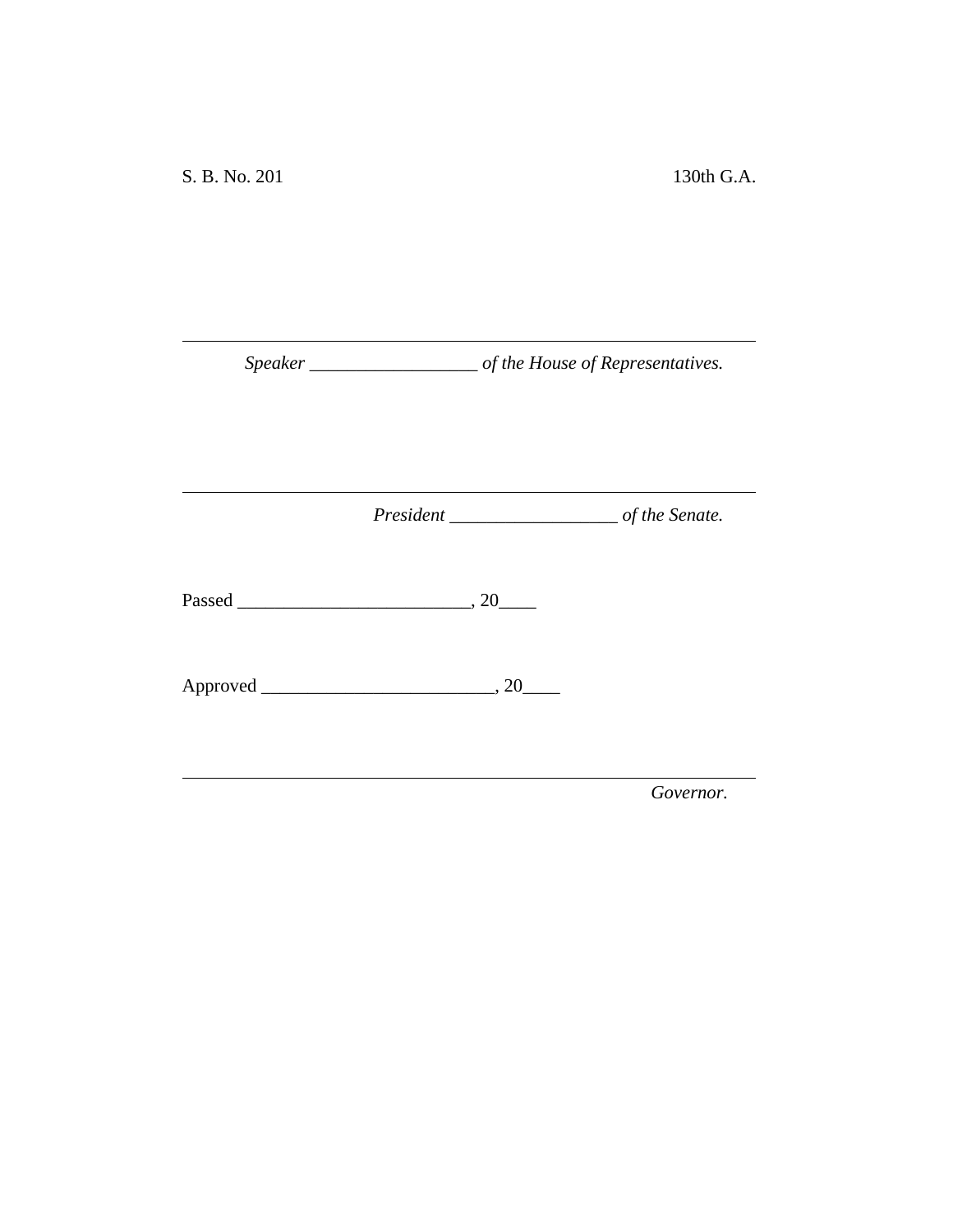S. B. No. 201 130th G.A.

---

*Speaker* __________________ *of the House of Representatives.*

---

*President* __________________ *of the Senate.*

Passed ________________________, 20____

Approved ________________________, 20____

---

*Governor.*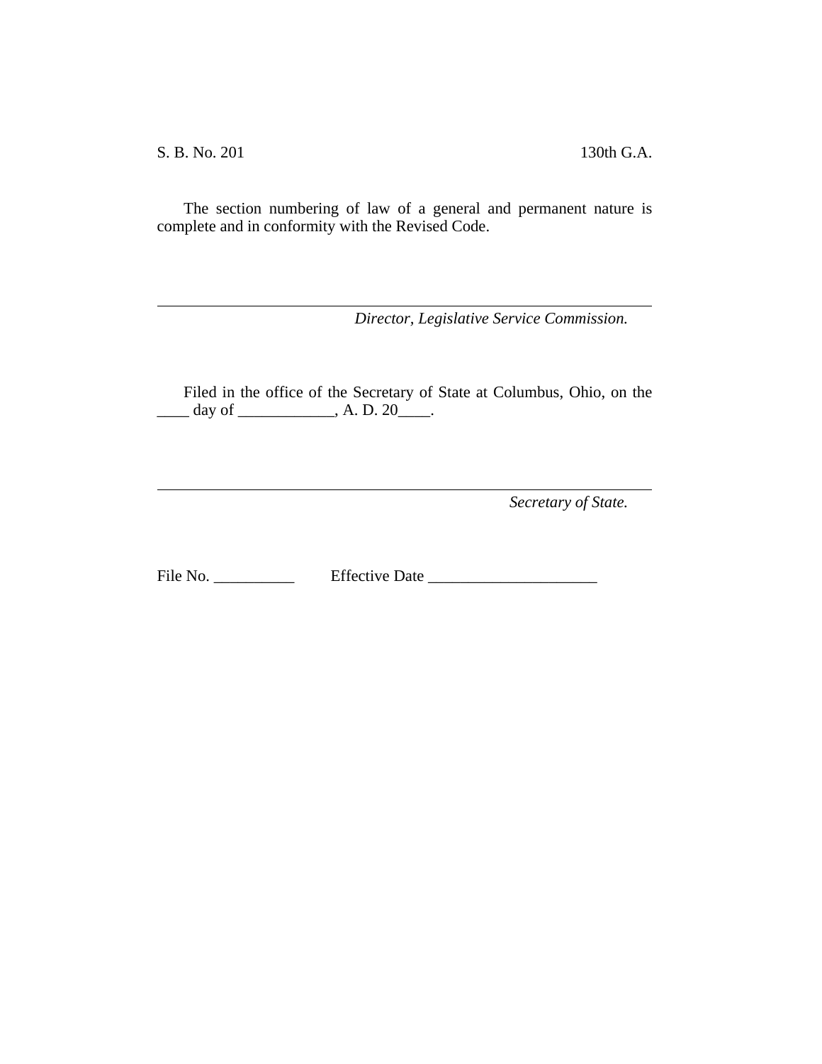S. B. No. 201 130th G.A.

The section numbering of law of a general and permanent nature is complete and in conformity with the Revised Code.

\_\_\_\_\_\_\_\_\_\_\_\_\_\_\_\_\_\_\_\_\_\_\_\_\_\_\_\_\_\_\_\_\_\_\_\_\_\_\_\_\_\_\_\_\_\_\_\_\_\_\_\_\_\_\_\_\_\_\_\_

*Director, Legislative Service Commission.*

Filed in the office of the Secretary of State at Columbus, Ohio, on the \_\_\_\_ day of \_\_\_\_\_\_\_\_\_\_\_\_, A. D. 20\_\_\_\_.

\_\_\_\_\_\_\_\_\_\_\_\_\_\_\_\_\_\_\_\_\_\_\_\_\_\_\_\_\_\_\_\_\_\_\_\_\_\_\_\_\_\_\_\_\_\_\_\_\_\_\_\_\_\_\_\_\_\_\_\_

*Secretary of State.*

File No. \_\_\_\_\_\_\_\_\_\_ Effective Date \_\_\_\_\_\_\_\_\_\_\_\_\_\_\_\_\_\_\_\_\_